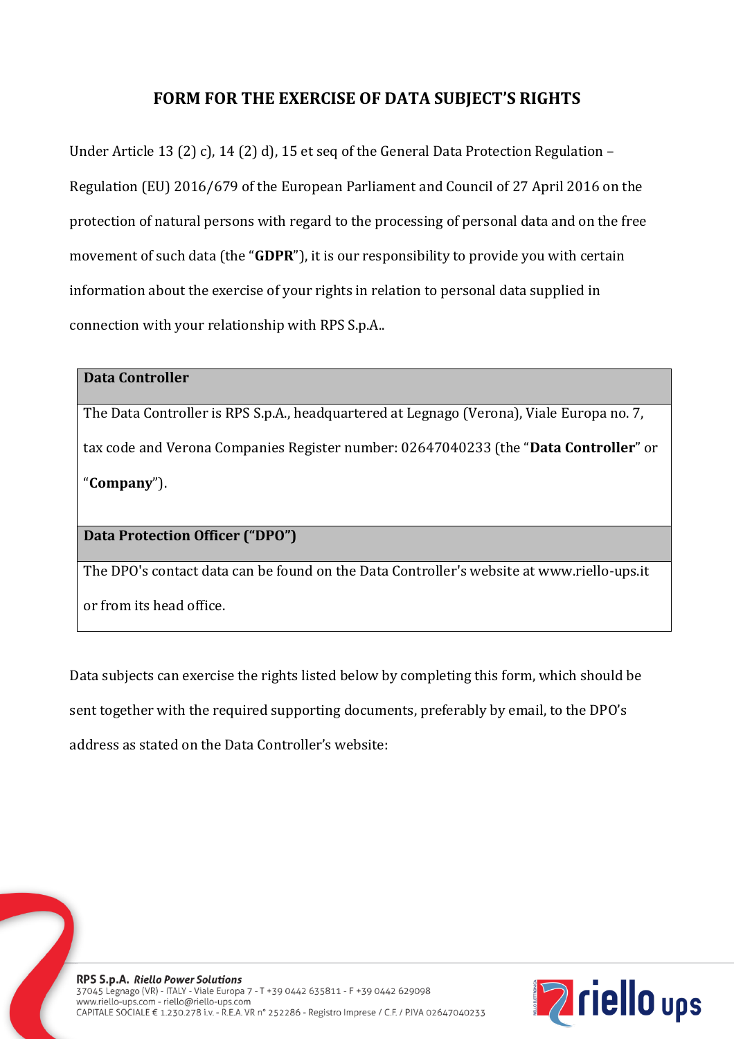# FORM FOR THE EXERCISE OF DATA SUBJECT'S RIGHTS

Under Article 13 (2) c), 14 (2) d), 15 et seq of the General Data Protection Regulation – Regulation (EU) 2016/679 of the European Parliament and Council of 27 April 2016 on the protection of natural persons with regard to the processing of personal data and on the free movement of such data (the "**GDPR**"), it is our responsibility to provide you with certain information about the exercise of your rights in relation to personal data supplied in connection with your relationship with RPS S.p.A..

| **Data Controller** |
| --- |
| The Data Controller is RPS S.p.A., headquartered at Legnago (Verona), Viale Europa no. 7, tax code and Verona Companies Register number: 02647040233 (the "**Data Controller**" or "**Company**"). |
| **Data Protection Officer ("DPO")** |
| The DPO's contact data can be found on the Data Controller's website at www.riello-ups.it or from its head office. |

Data subjects can exercise the rights listed below by completing this form, which should be sent together with the required supporting documents, preferably by email, to the DPO's address as stated on the Data Controller's website: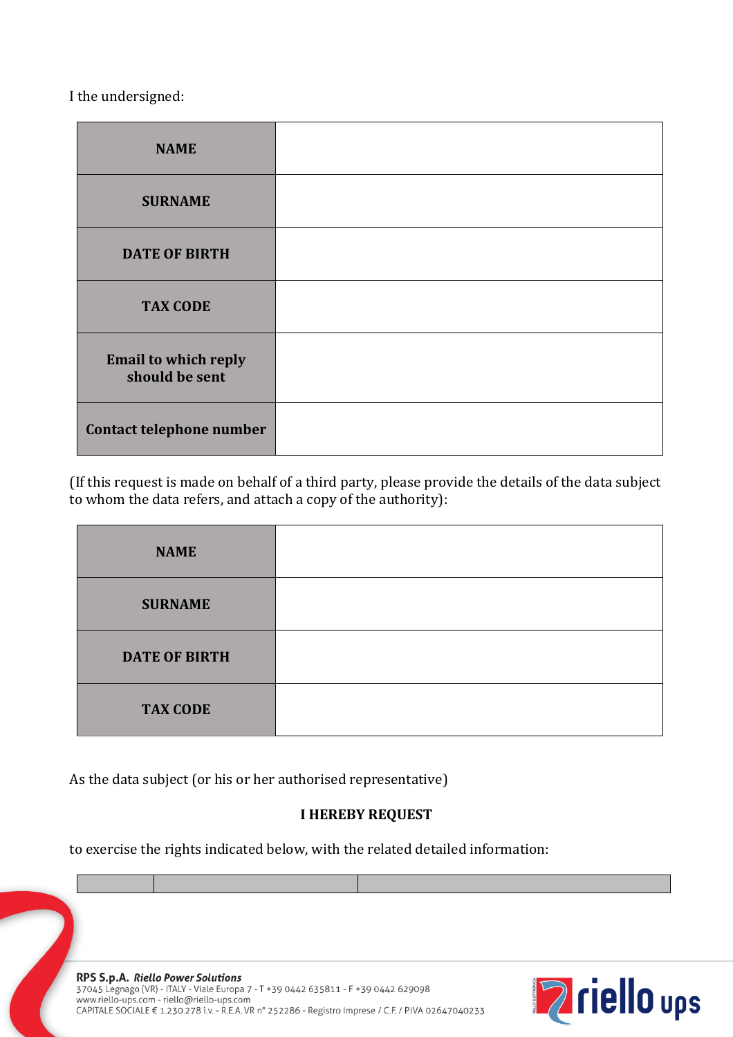I the undersigned:

| | |
|---|---|
| **NAME** | |
| **SURNAME** | |
| **DATE OF BIRTH** | |
| **TAX CODE** | |
| **Email to which reply should be sent** | |
| **Contact telephone number** | |

(If this request is made on behalf of a third party, please provide the details of the data subject to whom the data refers, and attach a copy of the authority):

| | |
|---|---|
| **NAME** | |
| **SURNAME** | |
| **DATE OF BIRTH** | |
| **TAX CODE** | |

As the data subject (or his or her authorised representative)

**I HEREBY REQUEST**

to exercise the rights indicated below, with the related detailed information:

| | | |
|---|---|---|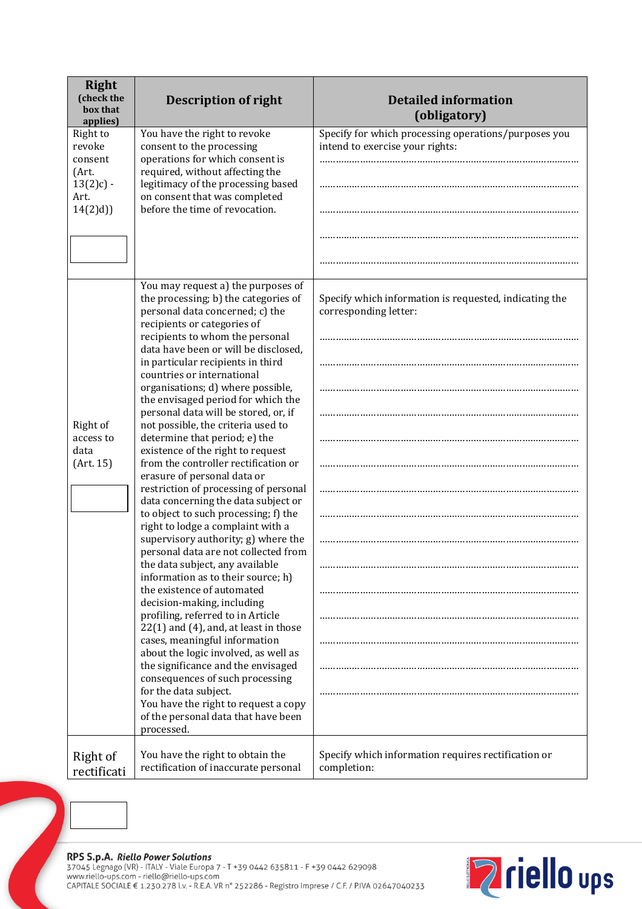| Right (check the box that applies) | Description of right | Detailed information (obligatory) |
| --- | --- | --- |
| Right to revoke consent (Art. 13(2)c) - Art. 14(2)d)) ☐ | You have the right to revoke consent to the processing operations for which consent is required, without affecting the legitimacy of the processing based on consent that was completed before the time of revocation. | Specify for which processing operations/purposes you intend to exercise your rights: ………………………………………………………………………… ………………………………………………………………………… ………………………………………………………………………… ………………………………………………………………………… ………………………………………………………………………… |
| Right of access to data (Art. 15) ☐ | You may request a) the purposes of the processing; b) the categories of personal data concerned; c) the recipients or categories of recipients to whom the personal data have been or will be disclosed, in particular recipients in third countries or international organisations; d) where possible, the envisaged period for which the personal data will be stored, or, if not possible, the criteria used to determine that period; e) the existence of the right to request from the controller rectification or erasure of personal data or restriction of processing of personal data concerning the data subject or to object to such processing; f) the right to lodge a complaint with a supervisory authority; g) where the personal data are not collected from the data subject, any available information as to their source; h) the existence of automated decision-making, including profiling, referred to in Article 22(1) and (4), and, at least in those cases, meaningful information about the logic involved, as well as the significance and the envisaged consequences of such processing for the data subject. You have the right to request a copy of the personal data that have been processed. | Specify which information is requested, indicating the corresponding letter: ………………………………………………………………………… ………………………………………………………………………… ………………………………………………………………………… ………………………………………………………………………… ………………………………………………………………………… ………………………………………………………………………… ………………………………………………………………………… ………………………………………………………………………… ………………………………………………………………………… ………………………………………………………………………… ………………………………………………………………………… ………………………………………………………………………… ………………………………………………………………………… ………………………………………………………………………… ………………………………………………………………………… |
| Right of rectificati | You have the right to obtain the rectification of inaccurate personal | Specify which information requires rectification or completion: |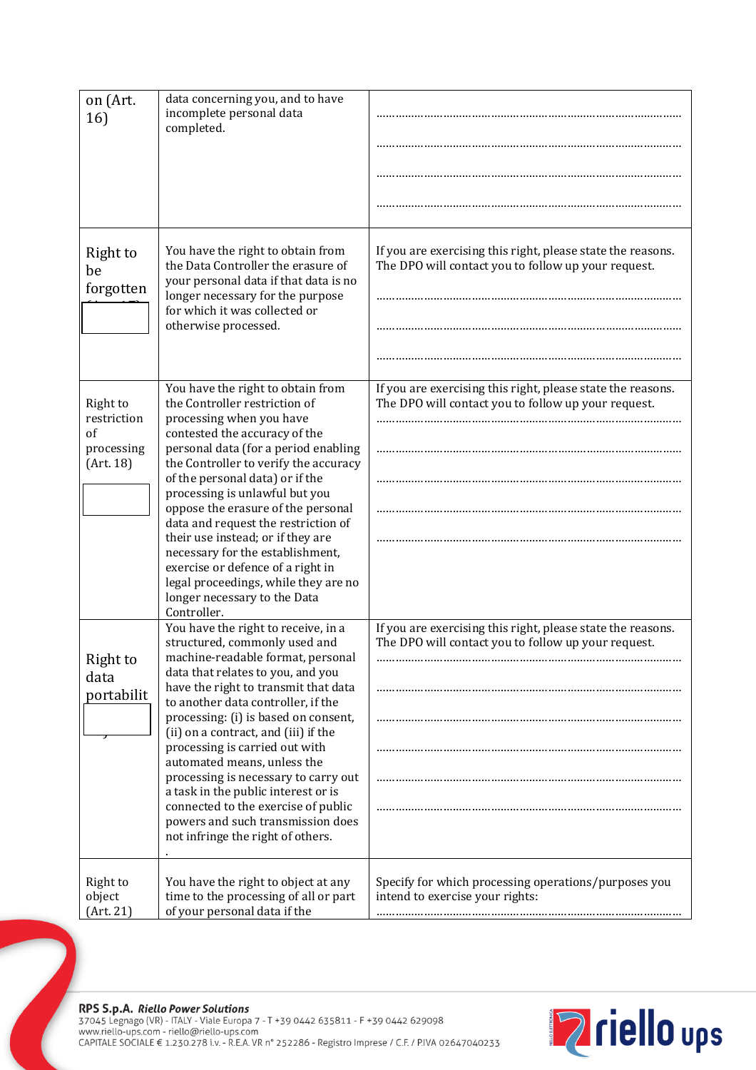| | | |
|---|---|---|
| on (Art. 16) | data concerning you, and to have incomplete personal data completed. | ………………………………………………………………………… ………………………………………………………………………… ………………………………………………………………………… ………………………………………………………………………… |
| Right to be forgotten (Art. 17) ☐ | You have the right to obtain from the Data Controller the erasure of your personal data if that data is no longer necessary for the purpose for which it was collected or otherwise processed. | If you are exercising this right, please state the reasons. The DPO will contact you to follow up your request. ………………………………………………………………………… ………………………………………………………………………… ………………………………………………………………………… |
| Right to restriction of processing (Art. 18) ☐ | You have the right to obtain from the Controller restriction of processing when you have contested the accuracy of the personal data (for a period enabling the Controller to verify the accuracy of the personal data) or if the processing is unlawful but you oppose the erasure of the personal data and request the restriction of their use instead; or if they are necessary for the establishment, exercise or defence of a right in legal proceedings, while they are no longer necessary to the Data Controller. | If you are exercising this right, please state the reasons. The DPO will contact you to follow up your request. ………………………………………………………………………… ………………………………………………………………………… ………………………………………………………………………… ………………………………………………………………………… ………………………………………………………………………… |
| Right to data portability ☐ | You have the right to receive, in a structured, commonly used and machine-readable format, personal data that relates to you, and you have the right to transmit that data to another data controller, if the processing: (i) is based on consent, (ii) on a contract, and (iii) if the processing is carried out with automated means, unless the processing is necessary to carry out a task in the public interest or is connected to the exercise of public powers and such transmission does not infringe the right of others. . | If you are exercising this right, please state the reasons. The DPO will contact you to follow up your request. ………………………………………………………………………… ………………………………………………………………………… ………………………………………………………………………… ………………………………………………………………………… ………………………………………………………………………… ………………………………………………………………………… |
| Right to object (Art. 21) | You have the right to object at any time to the processing of all or part of your personal data if the | Specify for which processing operations/purposes you intend to exercise your rights: ………………………………………………………………………… |

**RPS S.p.A.** ***Riello Power Solutions***
37045 Legnago (VR) - ITALY - Viale Europa 7 - T +39 0442 635811 - F +39 0442 629098
www.riello-ups.com - riello@riello-ups.com
CAPITALE SOCIALE € 1.230.278 i.v. - R.E.A. VR n° 252286 - Registro Imprese / C.F. / P.IVA 02647040233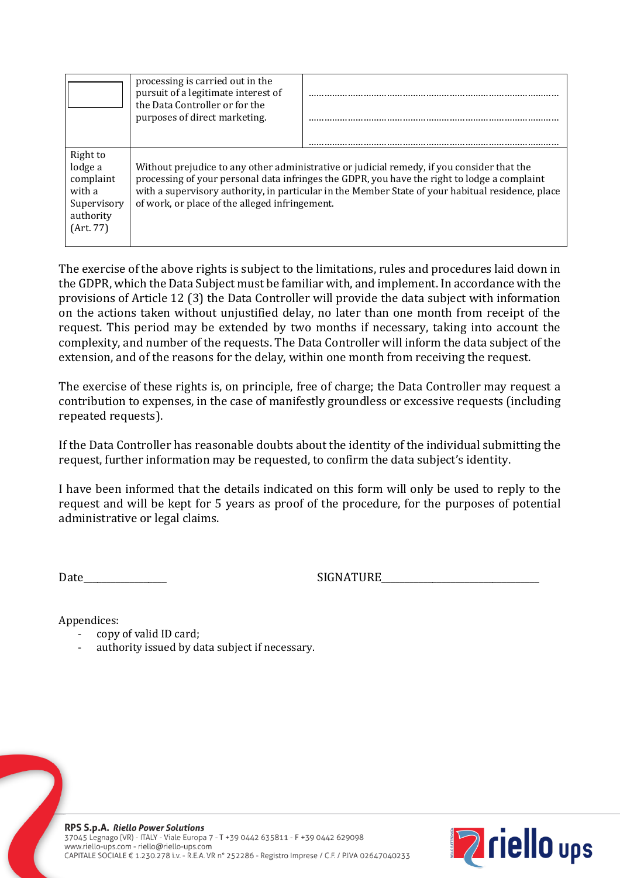| | | |
|---|---|---|
| ☐ | processing is carried out in the pursuit of a legitimate interest of the Data Controller or for the purposes of direct marketing. | ……………………………………………………………………<br>……………………………………………………………………<br>…………………………………………………………………… |
| Right to lodge a complaint with a Supervisory authority (Art. 77) | Without prejudice to any other administrative or judicial remedy, if you consider that the processing of your personal data infringes the GDPR, you have the right to lodge a complaint with a supervisory authority, in particular in the Member State of your habitual residence, place of work, or place of the alleged infringement. | |

The exercise of the above rights is subject to the limitations, rules and procedures laid down in the GDPR, which the Data Subject must be familiar with, and implement. In accordance with the provisions of Article 12 (3) the Data Controller will provide the data subject with information on the actions taken without unjustified delay, no later than one month from receipt of the request. This period may be extended by two months if necessary, taking into account the complexity, and number of the requests. The Data Controller will inform the data subject of the extension, and of the reasons for the delay, within one month from receiving the request.

The exercise of these rights is, on principle, free of charge; the Data Controller may request a contribution to expenses, in the case of manifestly groundless or excessive requests (including repeated requests).

If the Data Controller has reasonable doubts about the identity of the individual submitting the request, further information may be requested, to confirm the data subject's identity.

I have been informed that the details indicated on this form will only be used to reply to the request and will be kept for 5 years as proof of the procedure, for the purposes of potential administrative or legal claims.

Date_______________ SIGNATURE______________________________

Appendices:
- copy of valid ID card;
- authority issued by data subject if necessary.